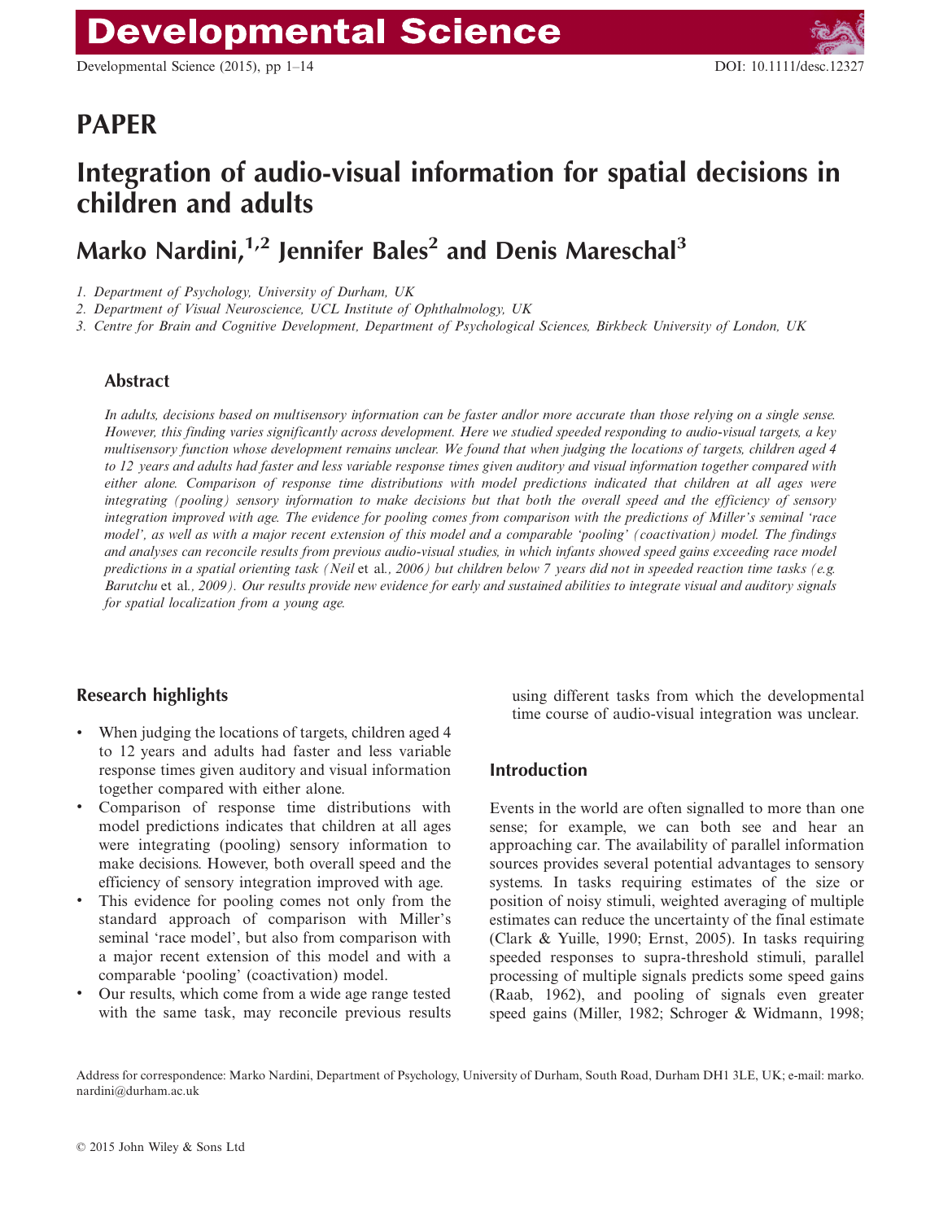PAPER

# Integration of audio-visual information for spatial decisions in children and adults

## Marko Nardini,[1,2] Jennifer Bales[2] and Denis Mareschal[3]

1. Department of Psychology, University of Durham, UK
2. Department of Visual Neuroscience, UCL Institute of Ophthalmology, UK
3. Centre for Brain and Cognitive Development, Department of Psychological Sciences, Birkbeck University of London, UK

### Abstract

*In adults, decisions based on multisensory information can be faster and/or more accurate than those relying on a single sense. However, this finding varies significantly across development. Here we studied speeded responding to audio-visual targets, a key multisensory function whose development remains unclear. We found that when judging the locations of targets, children aged 4 to 12 years and adults had faster and less variable response times given auditory and visual information together compared with either alone. Comparison of response time distributions with model predictions indicated that children at all ages were integrating (pooling) sensory information to make decisions but that both the overall speed and the efficiency of sensory integration improved with age. The evidence for pooling comes from comparison with the predictions of Miller's seminal 'race model', as well as with a major recent extension of this model and a comparable 'pooling' (coactivation) model. The findings and analyses can reconcile results from previous audio-visual studies, in which infants showed speed gains exceeding race model predictions in a spatial orienting task (Neil* et al.*, 2006) but children below 7 years did not in speeded reaction time tasks (e.g. Barutchu* et al.*, 2009). Our results provide new evidence for early and sustained abilities to integrate visual and auditory signals for spatial localization from a young age.*

## Research highlights

- When judging the locations of targets, children aged 4 to 12 years and adults had faster and less variable response times given auditory and visual information together compared with either alone.
- Comparison of response time distributions with model predictions indicates that children at all ages were integrating (pooling) sensory information to make decisions. However, both overall speed and the efficiency of sensory integration improved with age.
- This evidence for pooling comes not only from the standard approach of comparison with Miller's seminal 'race model', but also from comparison with a major recent extension of this model and with a comparable 'pooling' (coactivation) model.
- Our results, which come from a wide age range tested with the same task, may reconcile previous results using different tasks from which the developmental time course of audio-visual integration was unclear.

## Introduction

Events in the world are often signalled to more than one sense; for example, we can both see and hear an approaching car. The availability of parallel information sources provides several potential advantages to sensory systems. In tasks requiring estimates of the size or position of noisy stimuli, weighted averaging of multiple estimates can reduce the uncertainty of the final estimate (Clark & Yuille, 1990; Ernst, 2005). In tasks requiring speeded responses to supra-threshold stimuli, parallel processing of multiple signals predicts some speed gains (Raab, 1962), and pooling of signals even greater speed gains (Miller, 1982; Schroger & Widmann, 1998;

Address for correspondence: Marko Nardini, Department of Psychology, University of Durham, South Road, Durham DH1 3LE, UK; e-mail: marko.nardini@durham.ac.uk

© 2015 John Wiley & Sons Ltd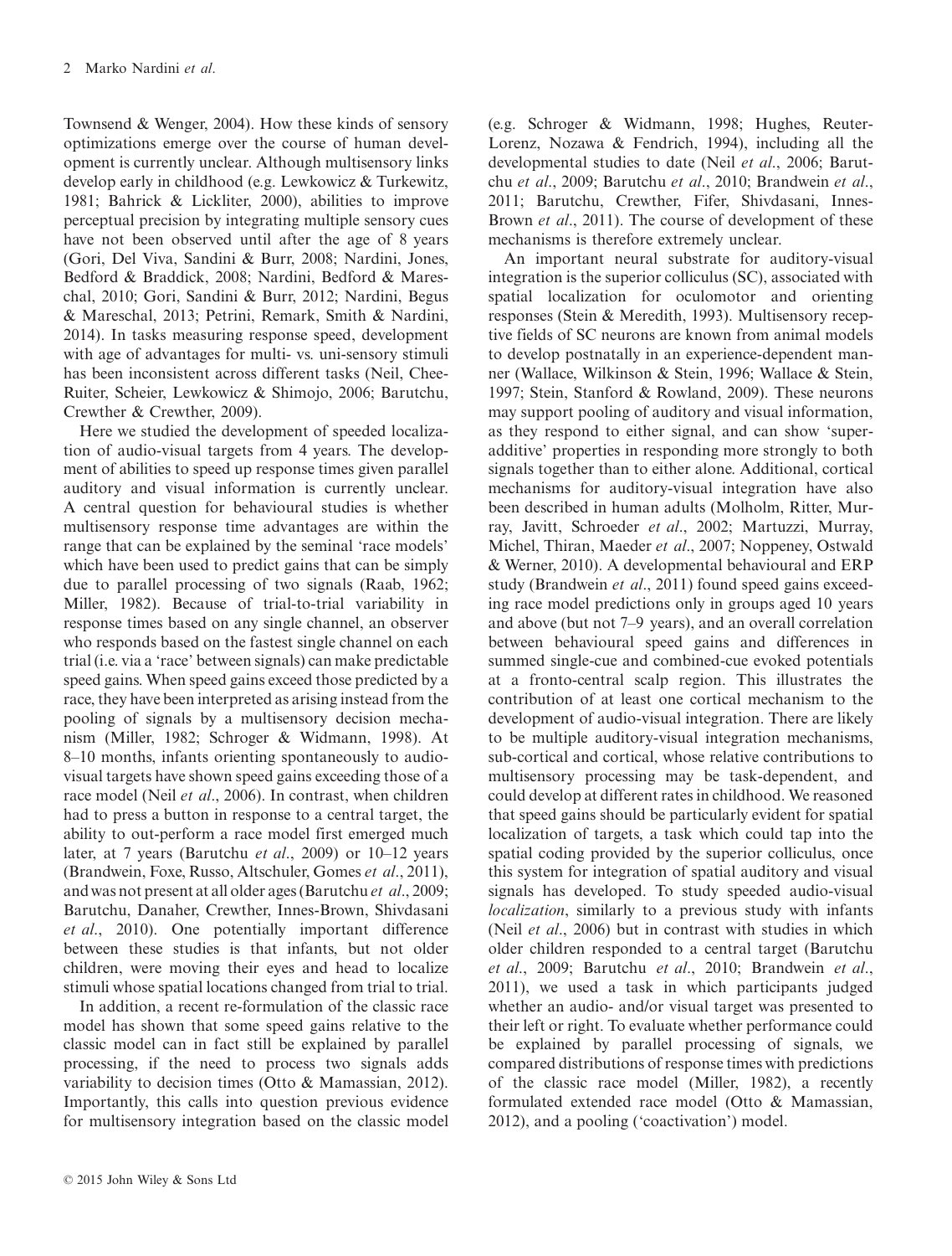Townsend & Wenger, 2004). How these kinds of sensory optimizations emerge over the course of human development is currently unclear. Although multisensory links develop early in childhood (e.g. Lewkowicz & Turkewitz, 1981; Bahrick & Lickliter, 2000), abilities to improve perceptual precision by integrating multiple sensory cues have not been observed until after the age of 8 years (Gori, Del Viva, Sandini & Burr, 2008; Nardini, Jones, Bedford & Braddick, 2008; Nardini, Bedford & Mareschal, 2010; Gori, Sandini & Burr, 2012; Nardini, Begus & Mareschal, 2013; Petrini, Remark, Smith & Nardini, 2014). In tasks measuring response speed, development with age of advantages for multi- vs. uni-sensory stimuli has been inconsistent across different tasks (Neil, Chee-Ruiter, Scheier, Lewkowicz & Shimojo, 2006; Barutchu, Crewther & Crewther, 2009).

Here we studied the development of speeded localization of audio-visual targets from 4 years. The development of abilities to speed up response times given parallel auditory and visual information is currently unclear. A central question for behavioural studies is whether multisensory response time advantages are within the range that can be explained by the seminal 'race models' which have been used to predict gains that can be simply due to parallel processing of two signals (Raab, 1962; Miller, 1982). Because of trial-to-trial variability in response times based on any single channel, an observer who responds based on the fastest single channel on each trial (i.e. via a 'race' between signals) can make predictable speed gains. When speed gains exceed those predicted by a race, they have been interpreted as arising instead from the pooling of signals by a multisensory decision mechanism (Miller, 1982; Schroger & Widmann, 1998). At 8–10 months, infants orienting spontaneously to audio-visual targets have shown speed gains exceeding those of a race model (Neil *et al*., 2006). In contrast, when children had to press a button in response to a central target, the ability to out-perform a race model first emerged much later, at 7 years (Barutchu *et al*., 2009) or 10–12 years (Brandwein, Foxe, Russo, Altschuler, Gomes *et al*., 2011), and was not present at all older ages (Barutchu *et al*., 2009; Barutchu, Danaher, Crewther, Innes-Brown, Shivdasani *et al*., 2010). One potentially important difference between these studies is that infants, but not older children, were moving their eyes and head to localize stimuli whose spatial locations changed from trial to trial.

In addition, a recent re-formulation of the classic race model has shown that some speed gains relative to the classic model can in fact still be explained by parallel processing, if the need to process two signals adds variability to decision times (Otto & Mamassian, 2012). Importantly, this calls into question previous evidence for multisensory integration based on the classic model (e.g. Schroger & Widmann, 1998; Hughes, Reuter-Lorenz, Nozawa & Fendrich, 1994), including all the developmental studies to date (Neil *et al*., 2006; Barutchu *et al*., 2009; Barutchu *et al*., 2010; Brandwein *et al*., 2011; Barutchu, Crewther, Fifer, Shivdasani, Innes-Brown *et al*., 2011). The course of development of these mechanisms is therefore extremely unclear.

An important neural substrate for auditory-visual integration is the superior colliculus (SC), associated with spatial localization for oculomotor and orienting responses (Stein & Meredith, 1993). Multisensory receptive fields of SC neurons are known from animal models to develop postnatally in an experience-dependent manner (Wallace, Wilkinson & Stein, 1996; Wallace & Stein, 1997; Stein, Stanford & Rowland, 2009). These neurons may support pooling of auditory and visual information, as they respond to either signal, and can show 'super-additive' properties in responding more strongly to both signals together than to either alone. Additional, cortical mechanisms for auditory-visual integration have also been described in human adults (Molholm, Ritter, Murray, Javitt, Schroeder *et al*., 2002; Martuzzi, Murray, Michel, Thiran, Maeder *et al*., 2007; Noppeney, Ostwald & Werner, 2010). A developmental behavioural and ERP study (Brandwein *et al*., 2011) found speed gains exceeding race model predictions only in groups aged 10 years and above (but not 7–9 years), and an overall correlation between behavioural speed gains and differences in summed single-cue and combined-cue evoked potentials at a fronto-central scalp region. This illustrates the contribution of at least one cortical mechanism to the development of audio-visual integration. There are likely to be multiple auditory-visual integration mechanisms, sub-cortical and cortical, whose relative contributions to multisensory processing may be task-dependent, and could develop at different rates in childhood. We reasoned that speed gains should be particularly evident for spatial localization of targets, a task which could tap into the spatial coding provided by the superior colliculus, once this system for integration of spatial auditory and visual signals has developed. To study speeded audio-visual *localization*, similarly to a previous study with infants (Neil *et al*., 2006) but in contrast with studies in which older children responded to a central target (Barutchu *et al*., 2009; Barutchu *et al*., 2010; Brandwein *et al*., 2011), we used a task in which participants judged whether an audio- and/or visual target was presented to their left or right. To evaluate whether performance could be explained by parallel processing of signals, we compared distributions of response times with predictions of the classic race model (Miller, 1982), a recently formulated extended race model (Otto & Mamassian, 2012), and a pooling ('coactivation') model.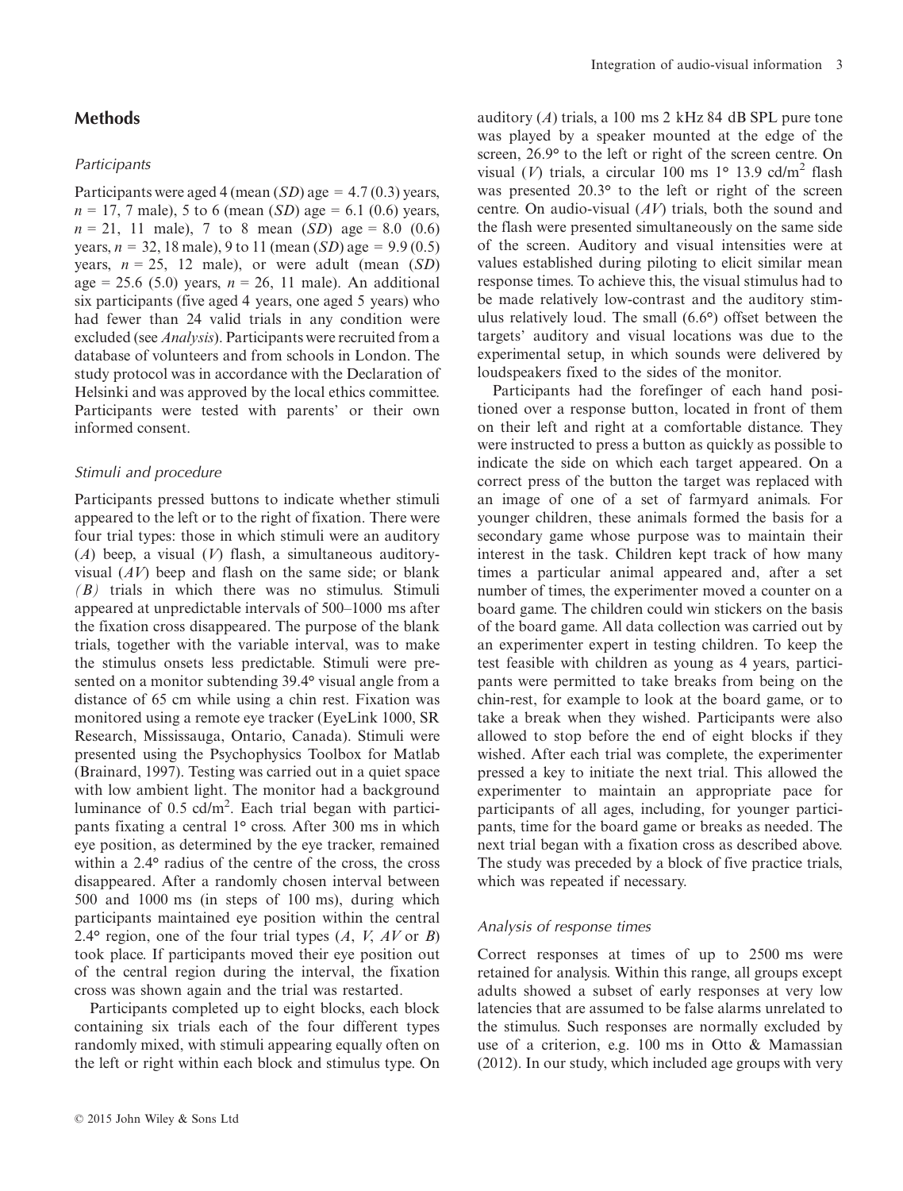## Methods

### Participants

Participants were aged 4 (mean (*SD*) age = 4.7 (0.3) years, *n* = 17, 7 male), 5 to 6 (mean (*SD*) age = 6.1 (0.6) years, *n* = 21, 11 male), 7 to 8 mean (*SD*) age = 8.0 (0.6) years, *n* = 32, 18 male), 9 to 11 (mean (*SD*) age = 9.9 (0.5) years, *n* = 25, 12 male), or were adult (mean (*SD*) age = 25.6 (5.0) years, *n* = 26, 11 male). An additional six participants (five aged 4 years, one aged 5 years) who had fewer than 24 valid trials in any condition were excluded (see *Analysis*). Participants were recruited from a database of volunteers and from schools in London. The study protocol was in accordance with the Declaration of Helsinki and was approved by the local ethics committee. Participants were tested with parents' or their own informed consent.

### Stimuli and procedure

Participants pressed buttons to indicate whether stimuli appeared to the left or to the right of fixation. There were four trial types: those in which stimuli were an auditory (*A*) beep, a visual (*V*) flash, a simultaneous auditory-visual (*AV*) beep and flash on the same side; or blank *(B)* trials in which there was no stimulus. Stimuli appeared at unpredictable intervals of 500–1000 ms after the fixation cross disappeared. The purpose of the blank trials, together with the variable interval, was to make the stimulus onsets less predictable. Stimuli were presented on a monitor subtending 39.4° visual angle from a distance of 65 cm while using a chin rest. Fixation was monitored using a remote eye tracker (EyeLink 1000, SR Research, Mississauga, Ontario, Canada). Stimuli were presented using the Psychophysics Toolbox for Matlab (Brainard, 1997). Testing was carried out in a quiet space with low ambient light. The monitor had a background luminance of 0.5 cd/m$^2$. Each trial began with participants fixating a central 1° cross. After 300 ms in which eye position, as determined by the eye tracker, remained within a 2.4° radius of the centre of the cross, the cross disappeared. After a randomly chosen interval between 500 and 1000 ms (in steps of 100 ms), during which participants maintained eye position within the central 2.4° region, one of the four trial types (*A*, *V*, *AV* or *B*) took place. If participants moved their eye position out of the central region during the interval, the fixation cross was shown again and the trial was restarted.

Participants completed up to eight blocks, each block containing six trials each of the four different types randomly mixed, with stimuli appearing equally often on the left or right within each block and stimulus type. On auditory (*A*) trials, a 100 ms 2 kHz 84 dB SPL pure tone was played by a speaker mounted at the edge of the screen, 26.9° to the left or right of the screen centre. On visual (*V*) trials, a circular 100 ms 1° 13.9 cd/m$^2$ flash was presented 20.3° to the left or right of the screen centre. On audio-visual (*AV*) trials, both the sound and the flash were presented simultaneously on the same side of the screen. Auditory and visual intensities were at values established during piloting to elicit similar mean response times. To achieve this, the visual stimulus had to be made relatively low-contrast and the auditory stimulus relatively loud. The small (6.6°) offset between the targets' auditory and visual locations was due to the experimental setup, in which sounds were delivered by loudspeakers fixed to the sides of the monitor.

Participants had the forefinger of each hand positioned over a response button, located in front of them on their left and right at a comfortable distance. They were instructed to press a button as quickly as possible to indicate the side on which each target appeared. On a correct press of the button the target was replaced with an image of one of a set of farmyard animals. For younger children, these animals formed the basis for a secondary game whose purpose was to maintain their interest in the task. Children kept track of how many times a particular animal appeared and, after a set number of times, the experimenter moved a counter on a board game. The children could win stickers on the basis of the board game. All data collection was carried out by an experimenter expert in testing children. To keep the test feasible with children as young as 4 years, participants were permitted to take breaks from being on the chin-rest, for example to look at the board game, or to take a break when they wished. Participants were also allowed to stop before the end of eight blocks if they wished. After each trial was complete, the experimenter pressed a key to initiate the next trial. This allowed the experimenter to maintain an appropriate pace for participants of all ages, including, for younger participants, time for the board game or breaks as needed. The next trial began with a fixation cross as described above. The study was preceded by a block of five practice trials, which was repeated if necessary.

### Analysis of response times

Correct responses at times of up to 2500 ms were retained for analysis. Within this range, all groups except adults showed a subset of early responses at very low latencies that are assumed to be false alarms unrelated to the stimulus. Such responses are normally excluded by use of a criterion, e.g. 100 ms in Otto & Mamassian (2012). In our study, which included age groups with very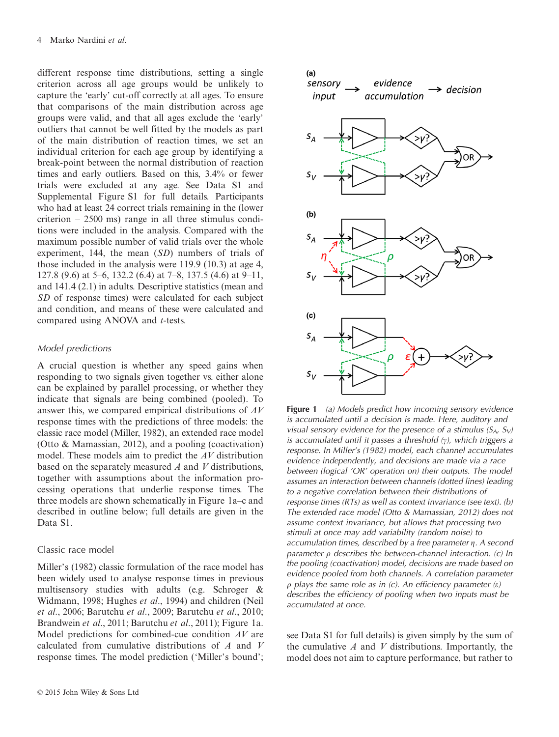different response time distributions, setting a single criterion across all age groups would be unlikely to capture the 'early' cut-off correctly at all ages. To ensure that comparisons of the main distribution across age groups were valid, and that all ages exclude the 'early' outliers that cannot be well fitted by the models as part of the main distribution of reaction times, we set an individual criterion for each age group by identifying a break-point between the normal distribution of reaction times and early outliers. Based on this, 3.4% or fewer trials were excluded at any age. See Data S1 and Supplemental Figure S1 for full details. Participants who had at least 24 correct trials remaining in the (lower criterion – 2500 ms) range in all three stimulus conditions were included in the analysis. Compared with the maximum possible number of valid trials over the whole experiment, 144, the mean (*SD*) numbers of trials of those included in the analysis were 119.9 (10.3) at age 4, 127.8 (9.6) at 5–6, 132.2 (6.4) at 7–8, 137.5 (4.6) at 9–11, and 141.4 (2.1) in adults. Descriptive statistics (mean and *SD* of response times) were calculated for each subject and condition, and means of these were calculated and compared using ANOVA and *t*-tests.

### *Model predictions*

A crucial question is whether any speed gains when responding to two signals given together vs. either alone can be explained by parallel processing, or whether they indicate that signals are being combined (pooled). To answer this, we compared empirical distributions of *AV* response times with the predictions of three models: the classic race model (Miller, 1982), an extended race model (Otto & Mamassian, 2012), and a pooling (coactivation) model. These models aim to predict the *AV* distribution based on the separately measured *A* and *V* distributions, together with assumptions about the information processing operations that underlie response times. The three models are shown schematically in Figure 1a–c and described in outline below; full details are given in the Data S1.

#### Classic race model

Miller's (1982) classic formulation of the race model has been widely used to analyse response times in previous multisensory studies with adults (e.g. Schroger & Widmann, 1998; Hughes *et al*., 1994) and children (Neil *et al*., 2006; Barutchu *et al*., 2009; Barutchu *et al*., 2010; Brandwein *et al*., 2011; Barutchu *et al*., 2011; Figure 1a. Model predictions for combined-cue condition *AV* are calculated from cumulative distributions of *A* and *V* response times. The model prediction ('Miller's bound'; see Data S1 for full details) is given simply by the sum of the cumulative *A* and *V* distributions. Importantly, the model does not aim to capture performance, but rather to

(a)
sensory input → evidence accumulation → decision

$S_A$
>γ?
OR
$S_V$
>γ?

(b)
$S_A$
>γ?
OR
η
ρ
$S_V$
>γ?

(c)
$S_A$
ρ
ε
+
>γ?
$S_V$

**Figure 1** *(a) Models predict how incoming sensory evidence is accumulated until a decision is made. Here, auditory and visual sensory evidence for the presence of a stimulus ($S_A$, $S_V$) is accumulated until it passes a threshold (γ), which triggers a response. In Miller's (1982) model, each channel accumulates evidence independently, and decisions are made via a race between (logical 'OR' operation on) their outputs. The model assumes an interaction between channels (dotted lines) leading to a negative correlation between their distributions of response times (RTs) as well as context invariance (see text). (b) The extended race model (Otto & Mamassian, 2012) does not assume context invariance, but allows that processing two stimuli at once may add variability (random noise) to accumulation times, described by a free parameter η. A second parameter ρ describes the between-channel interaction. (c) In the pooling (coactivation) model, decisions are made based on evidence pooled from both channels. A correlation parameter ρ plays the same role as in (c). An efficiency parameter (ε) describes the efficiency of pooling when two inputs must be accumulated at once.*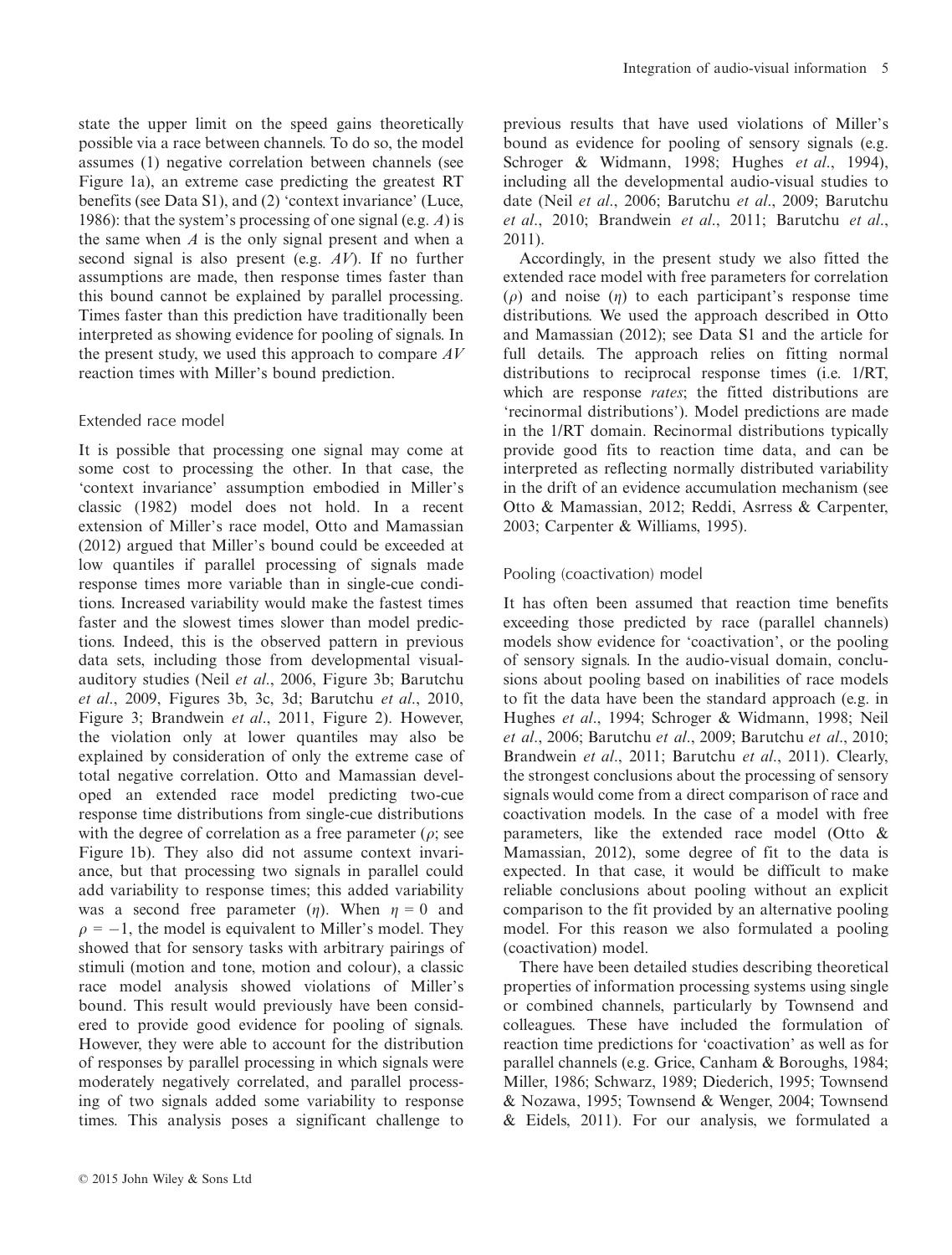state the upper limit on the speed gains theoretically possible via a race between channels. To do so, the model assumes (1) negative correlation between channels (see Figure 1a), an extreme case predicting the greatest RT benefits (see Data S1), and (2) 'context invariance' (Luce, 1986): that the system's processing of one signal (e.g. $A$) is the same when $A$ is the only signal present and when a second signal is also present (e.g. $AV$). If no further assumptions are made, then response times faster than this bound cannot be explained by parallel processing. Times faster than this prediction have traditionally been interpreted as showing evidence for pooling of signals. In the present study, we used this approach to compare $AV$ reaction times with Miller's bound prediction.

### Extended race model

It is possible that processing one signal may come at some cost to processing the other. In that case, the 'context invariance' assumption embodied in Miller's classic (1982) model does not hold. In a recent extension of Miller's race model, Otto and Mamassian (2012) argued that Miller's bound could be exceeded at low quantiles if parallel processing of signals made response times more variable than in single-cue conditions. Increased variability would make the fastest times faster and the slowest times slower than model predictions. Indeed, this is the observed pattern in previous data sets, including those from developmental visual-auditory studies (Neil *et al*., 2006, Figure 3b; Barutchu *et al*., 2009, Figures 3b, 3c, 3d; Barutchu *et al*., 2010, Figure 3; Brandwein *et al*., 2011, Figure 2). However, the violation only at lower quantiles may also be explained by consideration of only the extreme case of total negative correlation. Otto and Mamassian developed an extended race model predicting two-cue response time distributions from single-cue distributions with the degree of correlation as a free parameter ($\rho$; see Figure 1b). They also did not assume context invariance, but that processing two signals in parallel could add variability to response times; this added variability was a second free parameter ($\eta$). When $\eta = 0$ and $\rho = -1$, the model is equivalent to Miller's model. They showed that for sensory tasks with arbitrary pairings of stimuli (motion and tone, motion and colour), a classic race model analysis showed violations of Miller's bound. This result would previously have been considered to provide good evidence for pooling of signals. However, they were able to account for the distribution of responses by parallel processing in which signals were moderately negatively correlated, and parallel processing of two signals added some variability to response times. This analysis poses a significant challenge to previous results that have used violations of Miller's bound as evidence for pooling of sensory signals (e.g. Schroger & Widmann, 1998; Hughes *et al*., 1994), including all the developmental audio-visual studies to date (Neil *et al*., 2006; Barutchu *et al*., 2009; Barutchu *et al*., 2010; Brandwein *et al*., 2011; Barutchu *et al*., 2011).

Accordingly, in the present study we also fitted the extended race model with free parameters for correlation ($\rho$) and noise ($\eta$) to each participant's response time distributions. We used the approach described in Otto and Mamassian (2012); see Data S1 and the article for full details. The approach relies on fitting normal distributions to reciprocal response times (i.e. 1/RT, which are response *rates*; the fitted distributions are 'recinormal distributions'). Model predictions are made in the 1/RT domain. Recinormal distributions typically provide good fits to reaction time data, and can be interpreted as reflecting normally distributed variability in the drift of an evidence accumulation mechanism (see Otto & Mamassian, 2012; Reddi, Asrress & Carpenter, 2003; Carpenter & Williams, 1995).

### Pooling (coactivation) model

It has often been assumed that reaction time benefits exceeding those predicted by race (parallel channels) models show evidence for 'coactivation', or the pooling of sensory signals. In the audio-visual domain, conclusions about pooling based on inabilities of race models to fit the data have been the standard approach (e.g. in Hughes *et al*., 1994; Schroger & Widmann, 1998; Neil *et al*., 2006; Barutchu *et al*., 2009; Barutchu *et al*., 2010; Brandwein *et al*., 2011; Barutchu *et al*., 2011). Clearly, the strongest conclusions about the processing of sensory signals would come from a direct comparison of race and coactivation models. In the case of a model with free parameters, like the extended race model (Otto & Mamassian, 2012), some degree of fit to the data is expected. In that case, it would be difficult to make reliable conclusions about pooling without an explicit comparison to the fit provided by an alternative pooling model. For this reason we also formulated a pooling (coactivation) model.

There have been detailed studies describing theoretical properties of information processing systems using single or combined channels, particularly by Townsend and colleagues. These have included the formulation of reaction time predictions for 'coactivation' as well as for parallel channels (e.g. Grice, Canham & Boroughs, 1984; Miller, 1986; Schwarz, 1989; Diederich, 1995; Townsend & Nozawa, 1995; Townsend & Wenger, 2004; Townsend & Eidels, 2011). For our analysis, we formulated a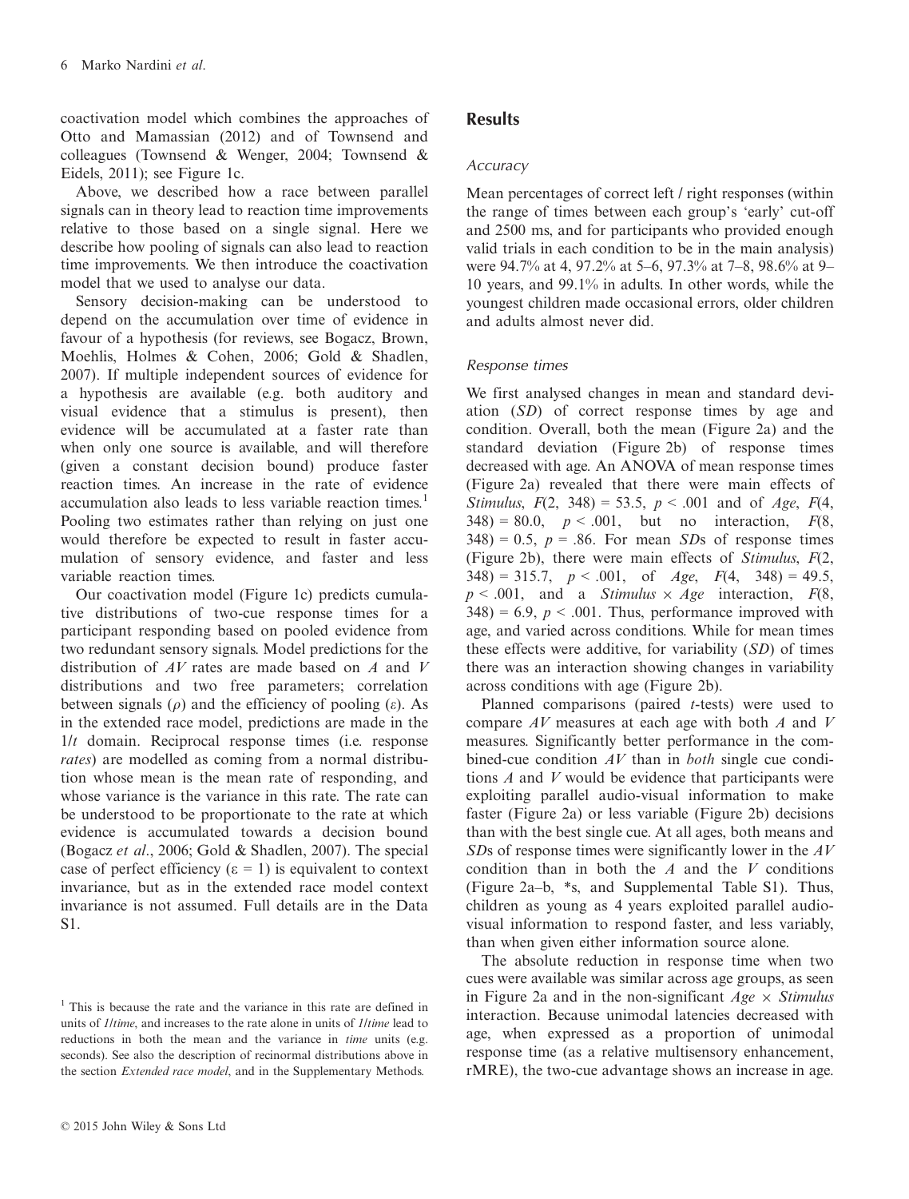coactivation model which combines the approaches of Otto and Mamassian (2012) and of Townsend and colleagues (Townsend & Wenger, 2004; Townsend & Eidels, 2011); see Figure 1c.

Above, we described how a race between parallel signals can in theory lead to reaction time improvements relative to those based on a single signal. Here we describe how pooling of signals can also lead to reaction time improvements. We then introduce the coactivation model that we used to analyse our data.

Sensory decision-making can be understood to depend on the accumulation over time of evidence in favour of a hypothesis (for reviews, see Bogacz, Brown, Moehlis, Holmes & Cohen, 2006; Gold & Shadlen, 2007). If multiple independent sources of evidence for a hypothesis are available (e.g. both auditory and visual evidence that a stimulus is present), then evidence will be accumulated at a faster rate than when only one source is available, and will therefore (given a constant decision bound) produce faster reaction times. An increase in the rate of evidence accumulation also leads to less variable reaction times.[1] Pooling two estimates rather than relying on just one would therefore be expected to result in faster accumulation of sensory evidence, and faster and less variable reaction times.

Our coactivation model (Figure 1c) predicts cumulative distributions of two-cue response times for a participant responding based on pooled evidence from two redundant sensory signals. Model predictions for the distribution of $AV$ rates are made based on $A$ and $V$ distributions and two free parameters; correlation between signals ($\rho$) and the efficiency of pooling ($\varepsilon$). As in the extended race model, predictions are made in the $1/t$ domain. Reciprocal response times (i.e. response *rates*) are modelled as coming from a normal distribution whose mean is the mean rate of responding, and whose variance is the variance in this rate. The rate can be understood to be proportionate to the rate at which evidence is accumulated towards a decision bound (Bogacz *et al*., 2006; Gold & Shadlen, 2007). The special case of perfect efficiency ($\varepsilon = 1$) is equivalent to context invariance, but as in the extended race model context invariance is not assumed. Full details are in the Data S1.

[1] This is because the rate and the variance in this rate are defined in units of *1/time*, and increases to the rate alone in units of *1/time* lead to reductions in both the mean and the variance in *time* units (e.g. seconds). See also the description of recinormal distributions above in the section *Extended race model*, and in the Supplementary Methods.

## Results

### Accuracy

Mean percentages of correct left / right responses (within the range of times between each group's 'early' cut-off and 2500 ms, and for participants who provided enough valid trials in each condition to be in the main analysis) were 94.7% at 4, 97.2% at 5–6, 97.3% at 7–8, 98.6% at 9–10 years, and 99.1% in adults. In other words, while the youngest children made occasional errors, older children and adults almost never did.

### Response times

We first analysed changes in mean and standard deviation (*SD*) of correct response times by age and condition. Overall, both the mean (Figure 2a) and the standard deviation (Figure 2b) of response times decreased with age. An ANOVA of mean response times (Figure 2a) revealed that there were main effects of *Stimulus*, $F(2, 348) = 53.5$, $p < .001$ and of *Age*, $F(4, 348) = 80.0$, $p < .001$, but no interaction, $F(8, 348) = 0.5$, $p = .86$. For mean *SD*s of response times (Figure 2b), there were main effects of *Stimulus*, $F(2, 348) = 315.7$, $p < .001$, of *Age*, $F(4, 348) = 49.5$, $p < .001$, and a *Stimulus* × *Age* interaction, $F(8, 348) = 6.9$, $p < .001$. Thus, performance improved with age, and varied across conditions. While for mean times these effects were additive, for variability (*SD*) of times there was an interaction showing changes in variability across conditions with age (Figure 2b).

Planned comparisons (paired *t*-tests) were used to compare $AV$ measures at each age with both $A$ and $V$ measures. Significantly better performance in the combined-cue condition $AV$ than in *both* single cue conditions $A$ and $V$ would be evidence that participants were exploiting parallel audio-visual information to make faster (Figure 2a) or less variable (Figure 2b) decisions than with the best single cue. At all ages, both means and *SD*s of response times were significantly lower in the $AV$ condition than in both the $A$ and the $V$ conditions (Figure 2a–b, *s, and Supplemental Table S1). Thus, children as young as 4 years exploited parallel audio-visual information to respond faster, and less variably, than when given either information source alone.

The absolute reduction in response time when two cues were available was similar across age groups, as seen in Figure 2a and in the non-significant *Age* × *Stimulus* interaction. Because unimodal latencies decreased with age, when expressed as a proportion of unimodal response time (as a relative multisensory enhancement, rMRE), the two-cue advantage shows an increase in age.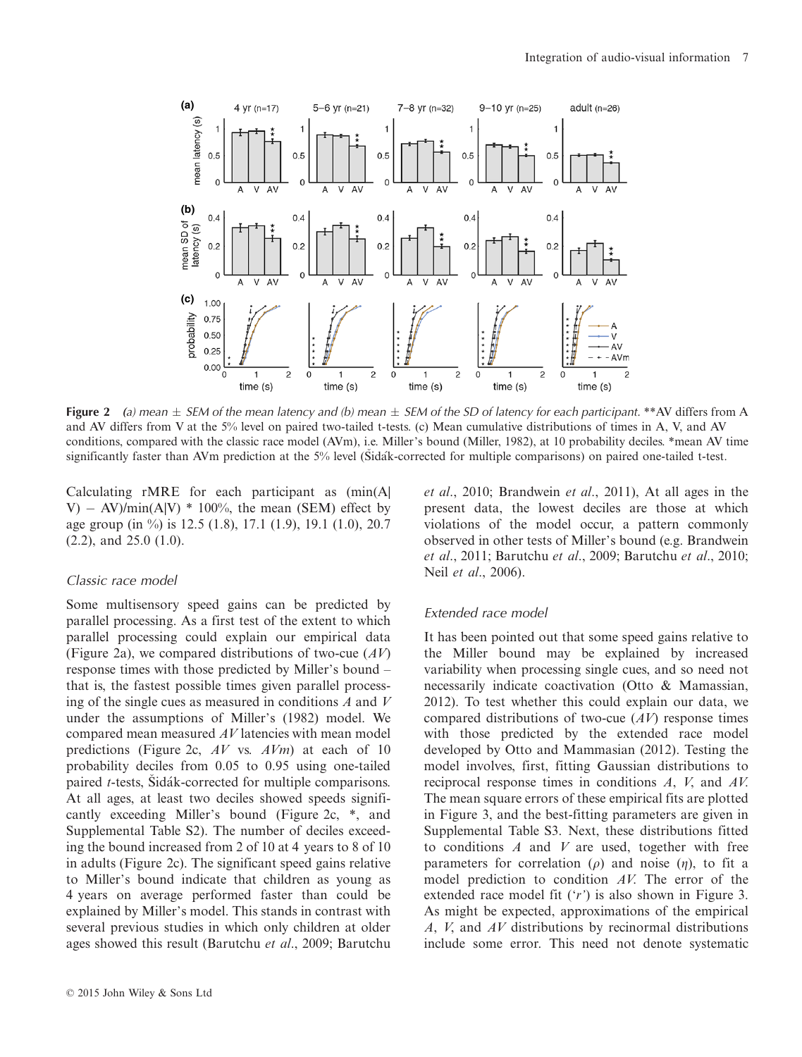(a)

4 yr (n=17) 5–6 yr (n=21) 7–8 yr (n=32) 9–10 yr (n=25) adult (n=26)

mean latency (s)

1

0.5

0

A V AV

**

(b)

mean SD of latency (s)

0.4

0.2

0

A V AV

**

(c)

probability

1.00

0.75

0.50

0.25

0.00

0 1 2

time (s)

A

V

AV

AVm

*

**Figure 2** *(a) mean ± SEM of the mean latency and (b) mean ± SEM of the SD of latency for each participant.* **AV differs from A and AV differs from V at the 5% level on paired two-tailed t-tests. (c) Mean cumulative distributions of times in A, V, and AV conditions, compared with the classic race model (AVm), i.e. Miller's bound (Miller, 1982), at 10 probability deciles. *mean AV time significantly faster than AVm prediction at the 5% level (Šidák-corrected for multiple comparisons) on paired one-tailed t-test.

Calculating rMRE for each participant as (min(A|V) – AV)/min(A|V) * 100%, the mean (SEM) effect by age group (in %) is 12.5 (1.8), 17.1 (1.9), 19.1 (1.0), 20.7 (2.2), and 25.0 (1.0).

### *Classic race model*

Some multisensory speed gains can be predicted by parallel processing. As a first test of the extent to which parallel processing could explain our empirical data (Figure 2a), we compared distributions of two-cue (*AV*) response times with those predicted by Miller's bound – that is, the fastest possible times given parallel processing of the single cues as measured in conditions *A* and *V* under the assumptions of Miller's (1982) model. We compared mean measured *AV* latencies with mean model predictions (Figure 2c, *AV* vs. *AVm*) at each of 10 probability deciles from 0.05 to 0.95 using one-tailed paired *t*-tests, Šidák-corrected for multiple comparisons. At all ages, at least two deciles showed speeds significantly exceeding Miller's bound (Figure 2c, *, and Supplemental Table S2). The number of deciles exceeding the bound increased from 2 of 10 at 4 years to 8 of 10 in adults (Figure 2c). The significant speed gains relative to Miller's bound indicate that children as young as 4 years on average performed faster than could be explained by Miller's model. This stands in contrast with several previous studies in which only children at older ages showed this result (Barutchu *et al*., 2009; Barutchu *et al*., 2010; Brandwein *et al*., 2011), At all ages in the present data, the lowest deciles are those at which violations of the model occur, a pattern commonly observed in other tests of Miller's bound (e.g. Brandwein *et al*., 2011; Barutchu *et al*., 2009; Barutchu *et al*., 2010; Neil *et al*., 2006).

### *Extended race model*

It has been pointed out that some speed gains relative to the Miller bound may be explained by increased variability when processing single cues, and so need not necessarily indicate coactivation (Otto & Mamassian, 2012). To test whether this could explain our data, we compared distributions of two-cue (*AV*) response times with those predicted by the extended race model developed by Otto and Mammasian (2012). Testing the model involves, first, fitting Gaussian distributions to reciprocal response times in conditions *A*, *V*, and *AV*. The mean square errors of these empirical fits are plotted in Figure 3, and the best-fitting parameters are given in Supplemental Table S3. Next, these distributions fitted to conditions *A* and *V* are used, together with free parameters for correlation ($\rho$) and noise ($\eta$), to fit a model prediction to condition *AV*. The error of the extended race model fit ('*r*') is also shown in Figure 3. As might be expected, approximations of the empirical *A*, *V*, and *AV* distributions by recinormal distributions include some error. This need not denote systematic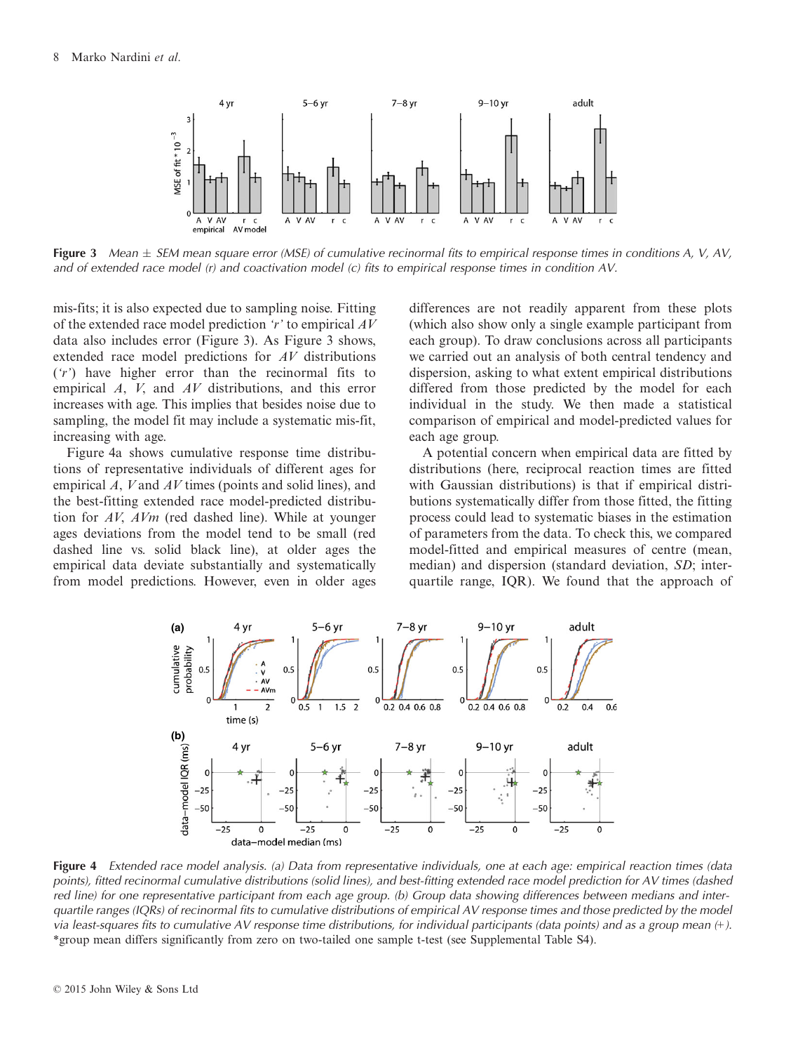4 yr
5–6 yr
7–8 yr
9–10 yr
adult

MSE of fit * 10^−3

3
2
1
0

A V AV r c
empirical AV model

**Figure 3** *Mean ± SEM mean square error (MSE) of cumulative recinormal fits to empirical response times in conditions A, V, AV, and of extended race model (r) and coactivation model (c) fits to empirical response times in condition AV.*

mis-fits; it is also expected due to sampling noise. Fitting of the extended race model prediction '*r*' to empirical *AV* data also includes error (Figure 3). As Figure 3 shows, extended race model predictions for *AV* distributions ('*r*') have higher error than the recinormal fits to empirical *A*, *V*, and *AV* distributions, and this error increases with age. This implies that besides noise due to sampling, the model fit may include a systematic mis-fit, increasing with age.

Figure 4a shows cumulative response time distributions of representative individuals of different ages for empirical *A*, *V* and *AV* times (points and solid lines), and the best-fitting extended race model-predicted distribution for *AV*, *AVm* (red dashed line). While at younger ages deviations from the model tend to be small (red dashed line vs. solid black line), at older ages the empirical data deviate substantially and systematically from model predictions. However, even in older ages differences are not readily apparent from these plots (which also show only a single example participant from each group). To draw conclusions across all participants we carried out an analysis of both central tendency and dispersion, asking to what extent empirical distributions differed from those predicted by the model for each individual in the study. We then made a statistical comparison of empirical and model-predicted values for each age group.

A potential concern when empirical data are fitted by distributions (here, reciprocal reaction times are fitted with Gaussian distributions) is that if empirical distributions systematically differ from those fitted, the fitting process could lead to systematic biases in the estimation of parameters from the data. To check this, we compared model-fitted and empirical measures of centre (mean, median) and dispersion (standard deviation, *SD*; interquartile range, IQR). We found that the approach of

(a)
4 yr
5–6 yr
7–8 yr
9–10 yr
adult

cumulative probability

A
V
AV
AVm

time (s)

(b)
4 yr
5–6 yr
7–8 yr
9–10 yr
adult

data–model IQR (ms)

data–model median (ms)

**Figure 4** *Extended race model analysis. (a) Data from representative individuals, one at each age: empirical reaction times (data points), fitted recinormal cumulative distributions (solid lines), and best-fitting extended race model prediction for AV times (dashed red line) for one representative participant from each age group. (b) Group data showing differences between medians and interquartile ranges (IQRs) of recinormal fits to cumulative distributions of empirical AV response times and those predicted by the model via least-squares fits to cumulative AV response time distributions, for individual participants (data points) and as a group mean (+).* \*group mean differs significantly from zero on two-tailed one sample t-test (see Supplemental Table S4).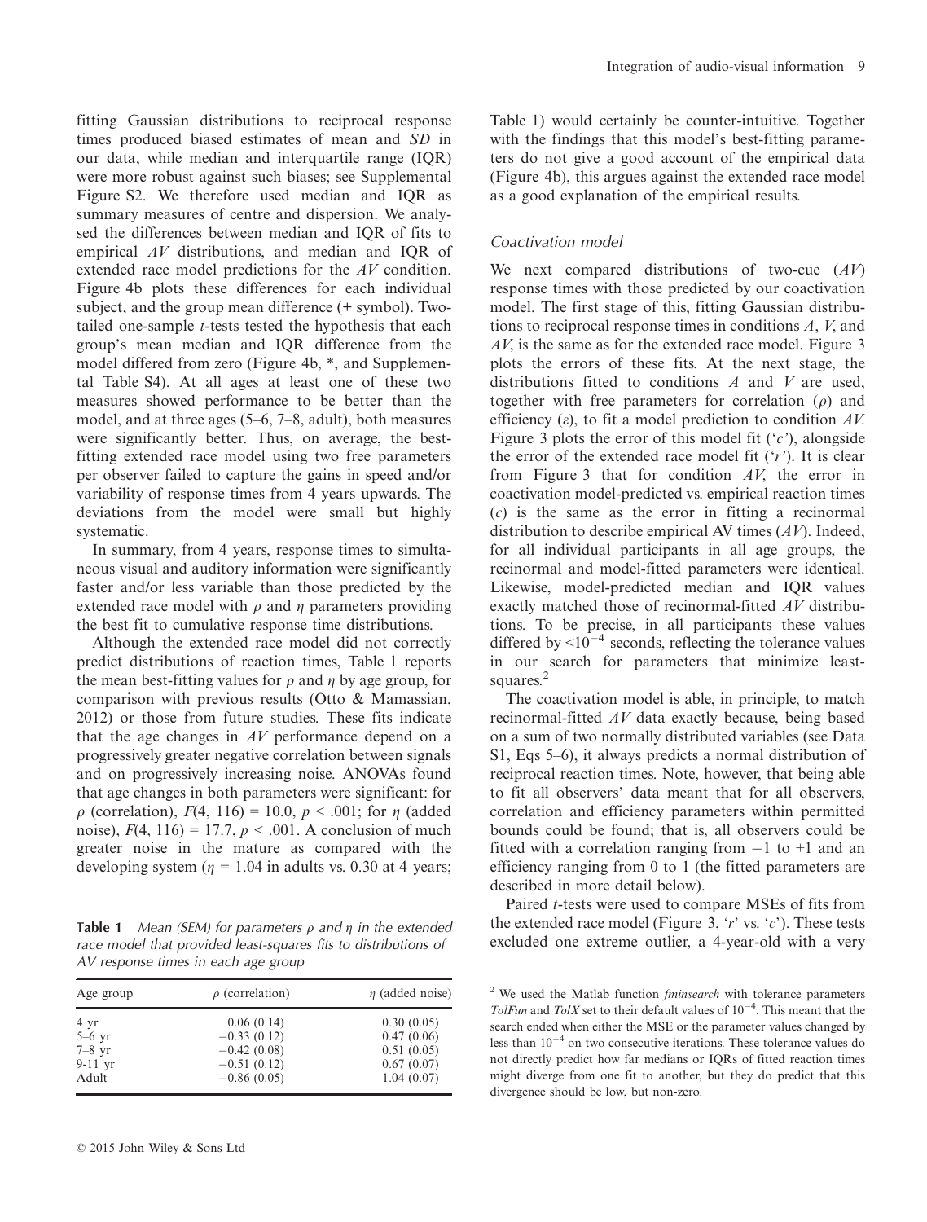fitting Gaussian distributions to reciprocal response times produced biased estimates of mean and *SD* in our data, while median and interquartile range (IQR) were more robust against such biases; see Supplemental Figure S2. We therefore used median and IQR as summary measures of centre and dispersion. We analysed the differences between median and IQR of fits to empirical *AV* distributions, and median and IQR of extended race model predictions for the *AV* condition. Figure 4b plots these differences for each individual subject, and the group mean difference (+ symbol). Two-tailed one-sample *t*-tests tested the hypothesis that each group's mean median and IQR difference from the model differed from zero (Figure 4b, *, and Supplemental Table S4). At all ages at least one of these two measures showed performance to be better than the model, and at three ages (5–6, 7–8, adult), both measures were significantly better. Thus, on average, the best-fitting extended race model using two free parameters per observer failed to capture the gains in speed and/or variability of response times from 4 years upwards. The deviations from the model were small but highly systematic.

In summary, from 4 years, response times to simultaneous visual and auditory information were significantly faster and/or less variable than those predicted by the extended race model with $\rho$ and $\eta$ parameters providing the best fit to cumulative response time distributions.

Although the extended race model did not correctly predict distributions of reaction times, Table 1 reports the mean best-fitting values for $\rho$ and $\eta$ by age group, for comparison with previous results (Otto & Mamassian, 2012) or those from future studies. These fits indicate that the age changes in *AV* performance depend on a progressively greater negative correlation between signals and on progressively increasing noise. ANOVAs found that age changes in both parameters were significant: for $\rho$ (correlation), $F(4, 116) = 10.0$, $p < .001$; for $\eta$ (added noise), $F(4, 116) = 17.7$, $p < .001$. A conclusion of much greater noise in the mature as compared with the developing system ($\eta = 1.04$ in adults vs. 0.30 at 4 years; Table 1) would certainly be counter-intuitive. Together with the findings that this model's best-fitting parameters do not give a good account of the empirical data (Figure 4b), this argues against the extended race model as a good explanation of the empirical results.

**Table 1** *Mean (SEM) for parameters $\rho$ and $\eta$ in the extended race model that provided least-squares fits to distributions of AV response times in each age group*

| Age group | $\rho$ (correlation) | $\eta$ (added noise) |
| --- | --- | --- |
| 4 yr | 0.06 (0.14) | 0.30 (0.05) |
| 5–6 yr | −0.33 (0.12) | 0.47 (0.06) |
| 7–8 yr | −0.42 (0.08) | 0.51 (0.05) |
| 9-11 yr | −0.51 (0.12) | 0.67 (0.07) |
| Adult | −0.86 (0.05) | 1.04 (0.07) |

### Coactivation model

We next compared distributions of two-cue (*AV*) response times with those predicted by our coactivation model. The first stage of this, fitting Gaussian distributions to reciprocal response times in conditions *A*, *V*, and *AV*, is the same as for the extended race model. Figure 3 plots the errors of these fits. At the next stage, the distributions fitted to conditions *A* and *V* are used, together with free parameters for correlation ($\rho$) and efficiency ($\varepsilon$), to fit a model prediction to condition *AV*. Figure 3 plots the error of this model fit ('*c*'), alongside the error of the extended race model fit ('*r*'). It is clear from Figure 3 that for condition *AV*, the error in coactivation model-predicted vs. empirical reaction times (*c*) is the same as the error in fitting a recinormal distribution to describe empirical AV times (*AV*). Indeed, for all individual participants in all age groups, the recinormal and model-fitted parameters were identical. Likewise, model-predicted median and IQR values exactly matched those of recinormal-fitted *AV* distributions. To be precise, in all participants these values differed by $<10^{-4}$ seconds, reflecting the tolerance values in our search for parameters that minimize least-squares.[2]

The coactivation model is able, in principle, to match recinormal-fitted *AV* data exactly because, being based on a sum of two normally distributed variables (see Data S1, Eqs 5–6), it always predicts a normal distribution of reciprocal reaction times. Note, however, that being able to fit all observers' data meant that for all observers, correlation and efficiency parameters within permitted bounds could be found; that is, all observers could be fitted with a correlation ranging from −1 to +1 and an efficiency ranging from 0 to 1 (the fitted parameters are described in more detail below).

Paired *t*-tests were used to compare MSEs of fits from the extended race model (Figure 3, '*r*' vs. '*c*'). These tests excluded one extreme outlier, a 4-year-old with a very

[2] We used the Matlab function *fminsearch* with tolerance parameters *TolFun* and *TolX* set to their default values of $10^{-4}$. This meant that the search ended when either the MSE or the parameter values changed by less than $10^{-4}$ on two consecutive iterations. These tolerance values do not directly predict how far medians or IQRs of fitted reaction times might diverge from one fit to another, but they do predict that this divergence should be low, but non-zero.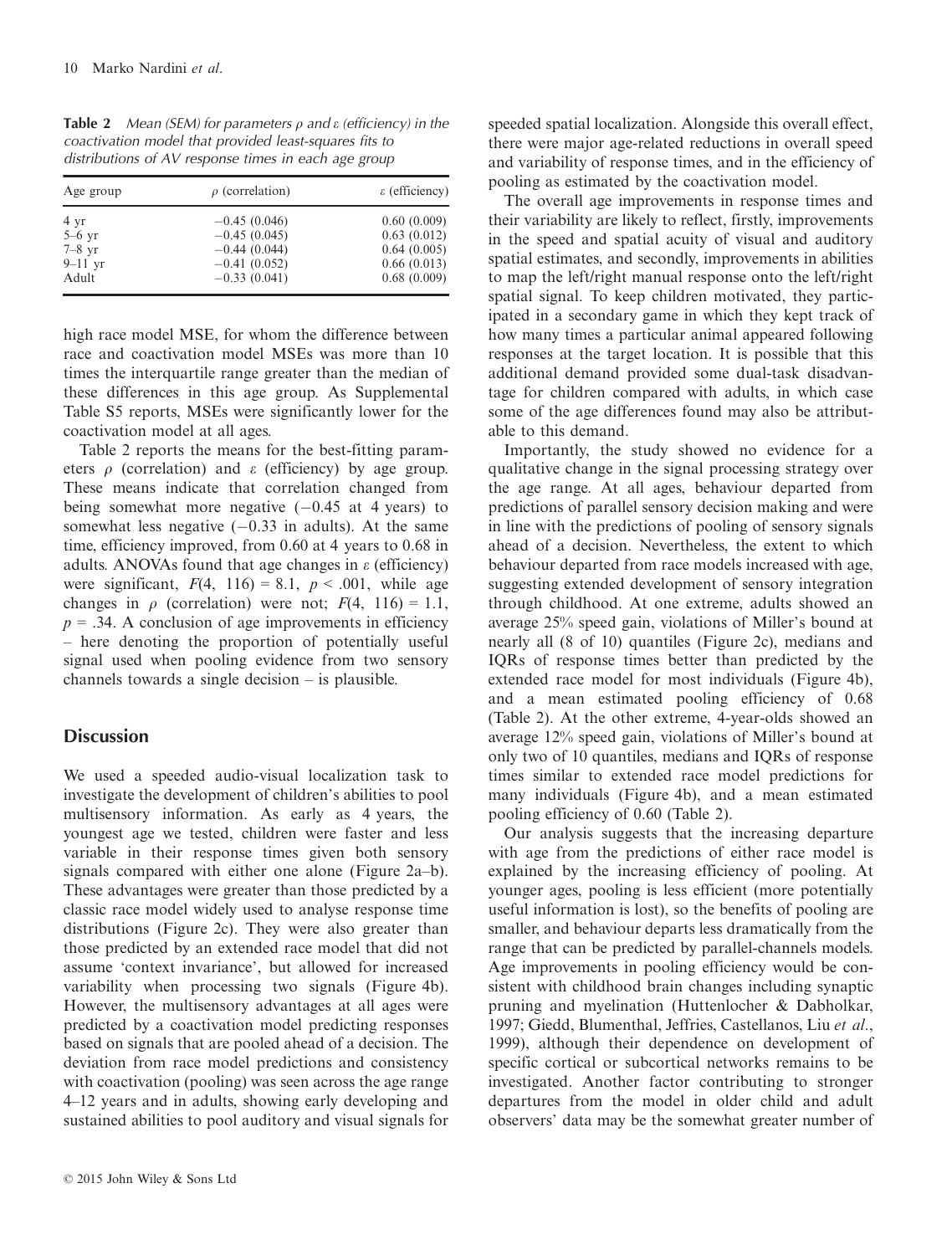**Table 2** *Mean (SEM) for parameters ρ and ε (efficiency) in the coactivation model that provided least-squares fits to distributions of AV response times in each age group*

| Age group | $\rho$ (correlation) | $\varepsilon$ (efficiency) |
|---|---|---|
| 4 yr | −0.45 (0.046) | 0.60 (0.009) |
| 5–6 yr | −0.45 (0.045) | 0.63 (0.012) |
| 7–8 yr | −0.44 (0.044) | 0.64 (0.005) |
| 9–11 yr | −0.41 (0.052) | 0.66 (0.013) |
| Adult | −0.33 (0.041) | 0.68 (0.009) |

high race model MSE, for whom the difference between race and coactivation model MSEs was more than 10 times the interquartile range greater than the median of these differences in this age group. As Supplemental Table S5 reports, MSEs were significantly lower for the coactivation model at all ages.

Table 2 reports the means for the best-fitting parameters $\rho$ (correlation) and $\varepsilon$ (efficiency) by age group. These means indicate that correlation changed from being somewhat more negative (−0.45 at 4 years) to somewhat less negative (−0.33 in adults). At the same time, efficiency improved, from 0.60 at 4 years to 0.68 in adults. ANOVAs found that age changes in $\varepsilon$ (efficiency) were significant, $F(4, 116) = 8.1$, $p < .001$, while age changes in $\rho$ (correlation) were not; $F(4, 116) = 1.1$, $p = .34$. A conclusion of age improvements in efficiency – here denoting the proportion of potentially useful signal used when pooling evidence from two sensory channels towards a single decision – is plausible.

## Discussion

We used a speeded audio-visual localization task to investigate the development of children's abilities to pool multisensory information. As early as 4 years, the youngest age we tested, children were faster and less variable in their response times given both sensory signals compared with either one alone (Figure 2a–b). These advantages were greater than those predicted by a classic race model widely used to analyse response time distributions (Figure 2c). They were also greater than those predicted by an extended race model that did not assume 'context invariance', but allowed for increased variability when processing two signals (Figure 4b). However, the multisensory advantages at all ages were predicted by a coactivation model predicting responses based on signals that are pooled ahead of a decision. The deviation from race model predictions and consistency with coactivation (pooling) was seen across the age range 4–12 years and in adults, showing early developing and sustained abilities to pool auditory and visual signals for speeded spatial localization. Alongside this overall effect, there were major age-related reductions in overall speed and variability of response times, and in the efficiency of pooling as estimated by the coactivation model.

The overall age improvements in response times and their variability are likely to reflect, firstly, improvements in the speed and spatial acuity of visual and auditory spatial estimates, and secondly, improvements in abilities to map the left/right manual response onto the left/right spatial signal. To keep children motivated, they participated in a secondary game in which they kept track of how many times a particular animal appeared following responses at the target location. It is possible that this additional demand provided some dual-task disadvantage for children compared with adults, in which case some of the age differences found may also be attributable to this demand.

Importantly, the study showed no evidence for a qualitative change in the signal processing strategy over the age range. At all ages, behaviour departed from predictions of parallel sensory decision making and were in line with the predictions of pooling of sensory signals ahead of a decision. Nevertheless, the extent to which behaviour departed from race models increased with age, suggesting extended development of sensory integration through childhood. At one extreme, adults showed an average 25% speed gain, violations of Miller's bound at nearly all (8 of 10) quantiles (Figure 2c), medians and IQRs of response times better than predicted by the extended race model for most individuals (Figure 4b), and a mean estimated pooling efficiency of 0.68 (Table 2). At the other extreme, 4-year-olds showed an average 12% speed gain, violations of Miller's bound at only two of 10 quantiles, medians and IQRs of response times similar to extended race model predictions for many individuals (Figure 4b), and a mean estimated pooling efficiency of 0.60 (Table 2).

Our analysis suggests that the increasing departure with age from the predictions of either race model is explained by the increasing efficiency of pooling. At younger ages, pooling is less efficient (more potentially useful information is lost), so the benefits of pooling are smaller, and behaviour departs less dramatically from the range that can be predicted by parallel-channels models. Age improvements in pooling efficiency would be consistent with childhood brain changes including synaptic pruning and myelination (Huttenlocher & Dabholkar, 1997; Giedd, Blumenthal, Jeffries, Castellanos, Liu *et al.*, 1999), although their dependence on development of specific cortical or subcortical networks remains to be investigated. Another factor contributing to stronger departures from the model in older child and adult observers' data may be the somewhat greater number of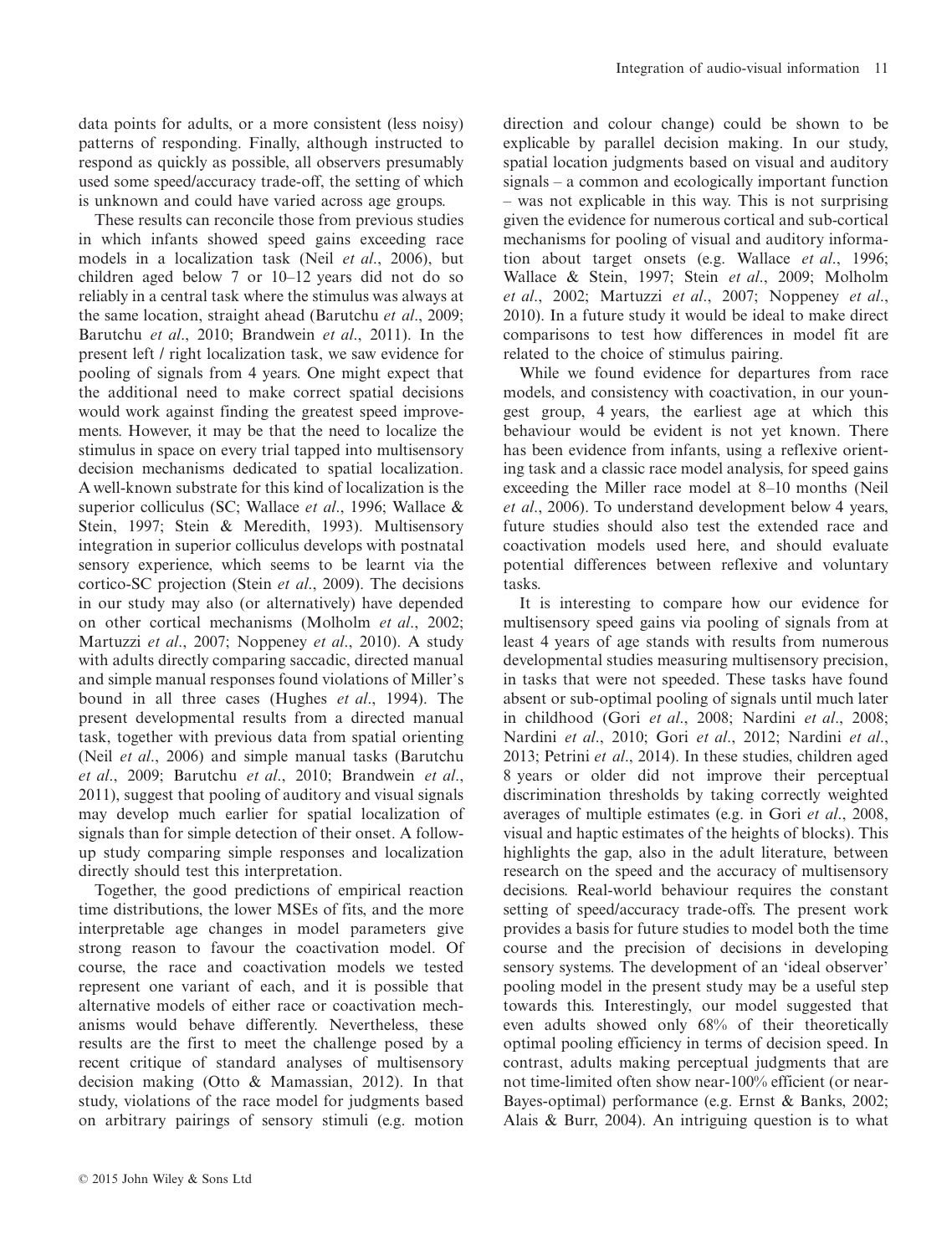data points for adults, or a more consistent (less noisy) patterns of responding. Finally, although instructed to respond as quickly as possible, all observers presumably used some speed/accuracy trade-off, the setting of which is unknown and could have varied across age groups.

These results can reconcile those from previous studies in which infants showed speed gains exceeding race models in a localization task (Neil *et al*., 2006), but children aged below 7 or 10–12 years did not do so reliably in a central task where the stimulus was always at the same location, straight ahead (Barutchu *et al*., 2009; Barutchu *et al*., 2010; Brandwein *et al*., 2011). In the present left / right localization task, we saw evidence for pooling of signals from 4 years. One might expect that the additional need to make correct spatial decisions would work against finding the greatest speed improvements. However, it may be that the need to localize the stimulus in space on every trial tapped into multisensory decision mechanisms dedicated to spatial localization. A well-known substrate for this kind of localization is the superior colliculus (SC; Wallace *et al*., 1996; Wallace & Stein, 1997; Stein & Meredith, 1993). Multisensory integration in superior colliculus develops with postnatal sensory experience, which seems to be learnt via the cortico-SC projection (Stein *et al*., 2009). The decisions in our study may also (or alternatively) have depended on other cortical mechanisms (Molholm *et al*., 2002; Martuzzi *et al*., 2007; Noppeney *et al*., 2010). A study with adults directly comparing saccadic, directed manual and simple manual responses found violations of Miller's bound in all three cases (Hughes *et al*., 1994). The present developmental results from a directed manual task, together with previous data from spatial orienting (Neil *et al*., 2006) and simple manual tasks (Barutchu *et al*., 2009; Barutchu *et al*., 2010; Brandwein *et al*., 2011), suggest that pooling of auditory and visual signals may develop much earlier for spatial localization of signals than for simple detection of their onset. A follow-up study comparing simple responses and localization directly should test this interpretation.

Together, the good predictions of empirical reaction time distributions, the lower MSEs of fits, and the more interpretable age changes in model parameters give strong reason to favour the coactivation model. Of course, the race and coactivation models we tested represent one variant of each, and it is possible that alternative models of either race or coactivation mechanisms would behave differently. Nevertheless, these results are the first to meet the challenge posed by a recent critique of standard analyses of multisensory decision making (Otto & Mamassian, 2012). In that study, violations of the race model for judgments based on arbitrary pairings of sensory stimuli (e.g. motion direction and colour change) could be shown to be explicable by parallel decision making. In our study, spatial location judgments based on visual and auditory signals – a common and ecologically important function – was not explicable in this way. This is not surprising given the evidence for numerous cortical and sub-cortical mechanisms for pooling of visual and auditory information about target onsets (e.g. Wallace *et al*., 1996; Wallace & Stein, 1997; Stein *et al*., 2009; Molholm *et al*., 2002; Martuzzi *et al*., 2007; Noppeney *et al*., 2010). In a future study it would be ideal to make direct comparisons to test how differences in model fit are related to the choice of stimulus pairing.

While we found evidence for departures from race models, and consistency with coactivation, in our youngest group, 4 years, the earliest age at which this behaviour would be evident is not yet known. There has been evidence from infants, using a reflexive orienting task and a classic race model analysis, for speed gains exceeding the Miller race model at 8–10 months (Neil *et al*., 2006). To understand development below 4 years, future studies should also test the extended race and coactivation models used here, and should evaluate potential differences between reflexive and voluntary tasks.

It is interesting to compare how our evidence for multisensory speed gains via pooling of signals from at least 4 years of age stands with results from numerous developmental studies measuring multisensory precision, in tasks that were not speeded. These tasks have found absent or sub-optimal pooling of signals until much later in childhood (Gori *et al*., 2008; Nardini *et al*., 2008; Nardini *et al*., 2010; Gori *et al*., 2012; Nardini *et al*., 2013; Petrini *et al*., 2014). In these studies, children aged 8 years or older did not improve their perceptual discrimination thresholds by taking correctly weighted averages of multiple estimates (e.g. in Gori *et al*., 2008, visual and haptic estimates of the heights of blocks). This highlights the gap, also in the adult literature, between research on the speed and the accuracy of multisensory decisions. Real-world behaviour requires the constant setting of speed/accuracy trade-offs. The present work provides a basis for future studies to model both the time course and the precision of decisions in developing sensory systems. The development of an 'ideal observer' pooling model in the present study may be a useful step towards this. Interestingly, our model suggested that even adults showed only 68% of their theoretically optimal pooling efficiency in terms of decision speed. In contrast, adults making perceptual judgments that are not time-limited often show near-100% efficient (or near-Bayes-optimal) performance (e.g. Ernst & Banks, 2002; Alais & Burr, 2004). An intriguing question is to what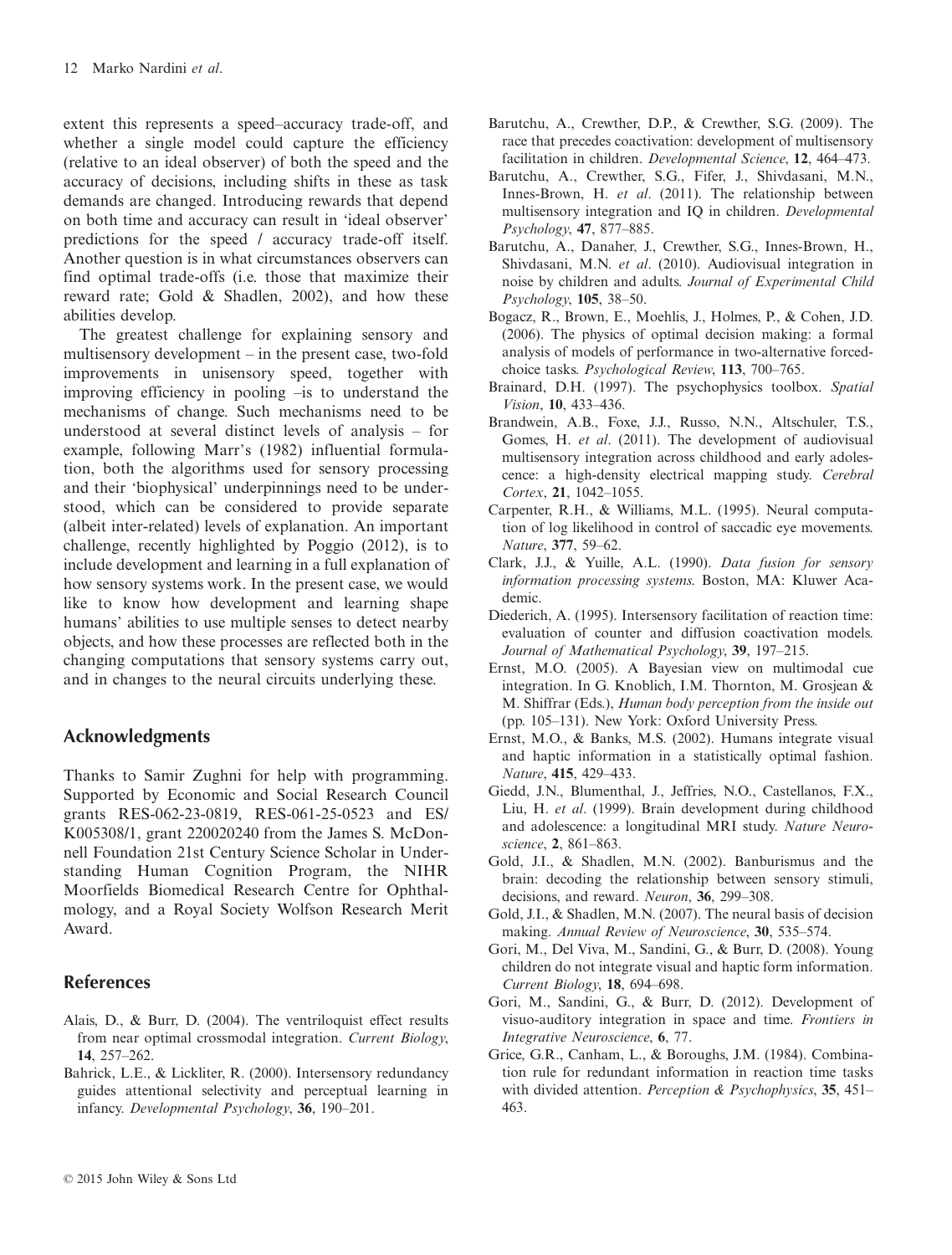extent this represents a speed–accuracy trade-off, and whether a single model could capture the efficiency (relative to an ideal observer) of both the speed and the accuracy of decisions, including shifts in these as task demands are changed. Introducing rewards that depend on both time and accuracy can result in 'ideal observer' predictions for the speed / accuracy trade-off itself. Another question is in what circumstances observers can find optimal trade-offs (i.e. those that maximize their reward rate; Gold & Shadlen, 2002), and how these abilities develop.

The greatest challenge for explaining sensory and multisensory development – in the present case, two-fold improvements in unisensory speed, together with improving efficiency in pooling –is to understand the mechanisms of change. Such mechanisms need to be understood at several distinct levels of analysis – for example, following Marr's (1982) influential formulation, both the algorithms used for sensory processing and their 'biophysical' underpinnings need to be understood, which can be considered to provide separate (albeit inter-related) levels of explanation. An important challenge, recently highlighted by Poggio (2012), is to include development and learning in a full explanation of how sensory systems work. In the present case, we would like to know how development and learning shape humans' abilities to use multiple senses to detect nearby objects, and how these processes are reflected both in the changing computations that sensory systems carry out, and in changes to the neural circuits underlying these.

## Acknowledgments

Thanks to Samir Zughni for help with programming. Supported by Economic and Social Research Council grants RES-062-23-0819, RES-061-25-0523 and ES/K005308/1, grant 220020240 from the James S. McDonnell Foundation 21st Century Science Scholar in Understanding Human Cognition Program, the NIHR Moorfields Biomedical Research Centre for Ophthalmology, and a Royal Society Wolfson Research Merit Award.

## References

Alais, D., & Burr, D. (2004). The ventriloquist effect results from near optimal crossmodal integration. *Current Biology*, **14**, 257–262.

Bahrick, L.E., & Lickliter, R. (2000). Intersensory redundancy guides attentional selectivity and perceptual learning in infancy. *Developmental Psychology*, **36**, 190–201.

Barutchu, A., Crewther, D.P., & Crewther, S.G. (2009). The race that precedes coactivation: development of multisensory facilitation in children. *Developmental Science*, **12**, 464–473.

Barutchu, A., Crewther, S.G., Fifer, J., Shivdasani, M.N., Innes-Brown, H. *et al*. (2011). The relationship between multisensory integration and IQ in children. *Developmental Psychology*, **47**, 877–885.

Barutchu, A., Danaher, J., Crewther, S.G., Innes-Brown, H., Shivdasani, M.N. *et al*. (2010). Audiovisual integration in noise by children and adults. *Journal of Experimental Child Psychology*, **105**, 38–50.

Bogacz, R., Brown, E., Moehlis, J., Holmes, P., & Cohen, J.D. (2006). The physics of optimal decision making: a formal analysis of models of performance in two-alternative forced-choice tasks. *Psychological Review*, **113**, 700–765.

Brainard, D.H. (1997). The psychophysics toolbox. *Spatial Vision*, **10**, 433–436.

Brandwein, A.B., Foxe, J.J., Russo, N.N., Altschuler, T.S., Gomes, H. *et al*. (2011). The development of audiovisual multisensory integration across childhood and early adolescence: a high-density electrical mapping study. *Cerebral Cortex*, **21**, 1042–1055.

Carpenter, R.H., & Williams, M.L. (1995). Neural computation of log likelihood in control of saccadic eye movements. *Nature*, **377**, 59–62.

Clark, J.J., & Yuille, A.L. (1990). *Data fusion for sensory information processing systems*. Boston, MA: Kluwer Academic.

Diederich, A. (1995). Intersensory facilitation of reaction time: evaluation of counter and diffusion coactivation models. *Journal of Mathematical Psychology*, **39**, 197–215.

Ernst, M.O. (2005). A Bayesian view on multimodal cue integration. In G. Knoblich, I.M. Thornton, M. Grosjean & M. Shiffrar (Eds.), *Human body perception from the inside out* (pp. 105–131). New York: Oxford University Press.

Ernst, M.O., & Banks, M.S. (2002). Humans integrate visual and haptic information in a statistically optimal fashion. *Nature*, **415**, 429–433.

Giedd, J.N., Blumenthal, J., Jeffries, N.O., Castellanos, F.X., Liu, H. *et al*. (1999). Brain development during childhood and adolescence: a longitudinal MRI study. *Nature Neuroscience*, **2**, 861–863.

Gold, J.I., & Shadlen, M.N. (2002). Banburismus and the brain: decoding the relationship between sensory stimuli, decisions, and reward. *Neuron*, **36**, 299–308.

Gold, J.I., & Shadlen, M.N. (2007). The neural basis of decision making. *Annual Review of Neuroscience*, **30**, 535–574.

Gori, M., Del Viva, M., Sandini, G., & Burr, D. (2008). Young children do not integrate visual and haptic form information. *Current Biology*, **18**, 694–698.

Gori, M., Sandini, G., & Burr, D. (2012). Development of visuo-auditory integration in space and time. *Frontiers in Integrative Neuroscience*, **6**, 77.

Grice, G.R., Canham, L., & Boroughs, J.M. (1984). Combination rule for redundant information in reaction time tasks with divided attention. *Perception & Psychophysics*, **35**, 451–463.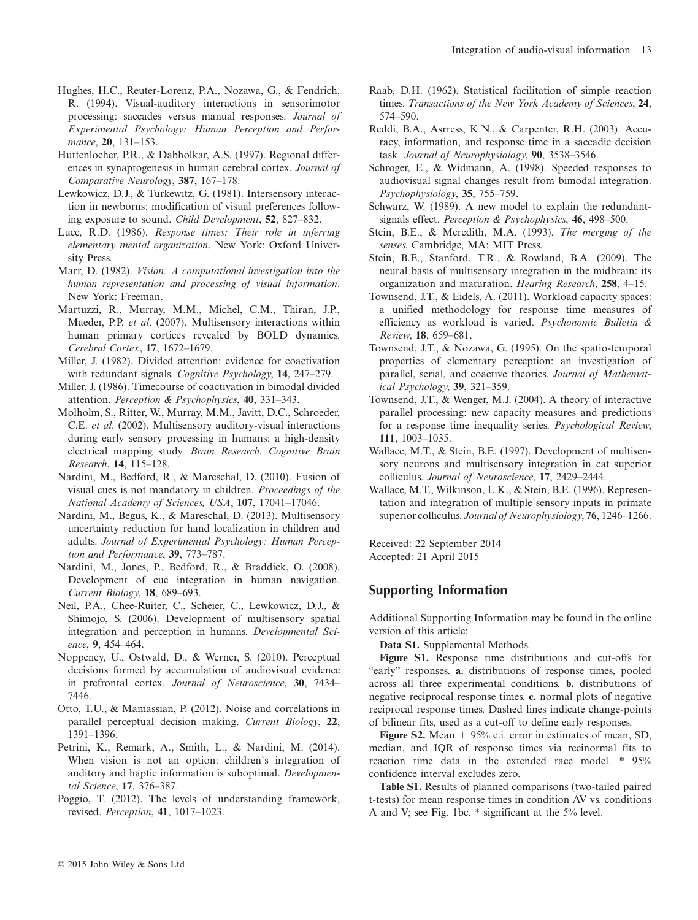Hughes, H.C., Reuter-Lorenz, P.A., Nozawa, G., & Fendrich, R. (1994). Visual-auditory interactions in sensorimotor processing: saccades versus manual responses. *Journal of Experimental Psychology: Human Perception and Performance*, **20**, 131–153.

Huttenlocher, P.R., & Dabholkar, A.S. (1997). Regional differences in synaptogenesis in human cerebral cortex. *Journal of Comparative Neurology*, **387**, 167–178.

Lewkowicz, D.J., & Turkewitz, G. (1981). Intersensory interaction in newborns: modification of visual preferences following exposure to sound. *Child Development*, **52**, 827–832.

Luce, R.D. (1986). *Response times: Their role in inferring elementary mental organization*. New York: Oxford University Press.

Marr, D. (1982). *Vision: A computational investigation into the human representation and processing of visual information*. New York: Freeman.

Martuzzi, R., Murray, M.M., Michel, C.M., Thiran, J.P., Maeder, P.P. *et al*. (2007). Multisensory interactions within human primary cortices revealed by BOLD dynamics. *Cerebral Cortex*, **17**, 1672–1679.

Miller, J. (1982). Divided attention: evidence for coactivation with redundant signals. *Cognitive Psychology*, **14**, 247–279.

Miller, J. (1986). Timecourse of coactivation in bimodal divided attention. *Perception & Psychophysics*, **40**, 331–343.

Molholm, S., Ritter, W., Murray, M.M., Javitt, D.C., Schroeder, C.E. *et al*. (2002). Multisensory auditory-visual interactions during early sensory processing in humans: a high-density electrical mapping study. *Brain Research. Cognitive Brain Research*, **14**, 115–128.

Nardini, M., Bedford, R., & Mareschal, D. (2010). Fusion of visual cues is not mandatory in children. *Proceedings of the National Academy of Sciences, USA*, **107**, 17041–17046.

Nardini, M., Begus, K., & Mareschal, D. (2013). Multisensory uncertainty reduction for hand localization in children and adults. *Journal of Experimental Psychology: Human Perception and Performance*, **39**, 773–787.

Nardini, M., Jones, P., Bedford, R., & Braddick, O. (2008). Development of cue integration in human navigation. *Current Biology*, **18**, 689–693.

Neil, P.A., Chee-Ruiter, C., Scheier, C., Lewkowicz, D.J., & Shimojo, S. (2006). Development of multisensory spatial integration and perception in humans. *Developmental Science*, **9**, 454–464.

Noppeney, U., Ostwald, D., & Werner, S. (2010). Perceptual decisions formed by accumulation of audiovisual evidence in prefrontal cortex. *Journal of Neuroscience*, **30**, 7434–7446.

Otto, T.U., & Mamassian, P. (2012). Noise and correlations in parallel perceptual decision making. *Current Biology*, **22**, 1391–1396.

Petrini, K., Remark, A., Smith, L., & Nardini, M. (2014). When vision is not an option: children's integration of auditory and haptic information is suboptimal. *Developmental Science*, **17**, 376–387.

Poggio, T. (2012). The levels of understanding framework, revised. *Perception*, **41**, 1017–1023.

Raab, D.H. (1962). Statistical facilitation of simple reaction times. *Transactions of the New York Academy of Sciences*, **24**, 574–590.

Reddi, B.A., Asrress, K.N., & Carpenter, R.H. (2003). Accuracy, information, and response time in a saccadic decision task. *Journal of Neurophysiology*, **90**, 3538–3546.

Schroger, E., & Widmann, A. (1998). Speeded responses to audiovisual signal changes result from bimodal integration. *Psychophysiology*, **35**, 755–759.

Schwarz, W. (1989). A new model to explain the redundant-signals effect. *Perception & Psychophysics*, **46**, 498–500.

Stein, B.E., & Meredith, M.A. (1993). *The merging of the senses*. Cambridge, MA: MIT Press.

Stein, B.E., Stanford, T.R., & Rowland, B.A. (2009). The neural basis of multisensory integration in the midbrain: its organization and maturation. *Hearing Research*, **258**, 4–15.

Townsend, J.T., & Eidels, A. (2011). Workload capacity spaces: a unified methodology for response time measures of efficiency as workload is varied. *Psychonomic Bulletin & Review*, **18**, 659–681.

Townsend, J.T., & Nozawa, G. (1995). On the spatio-temporal properties of elementary perception: an investigation of parallel, serial, and coactive theories. *Journal of Mathematical Psychology*, **39**, 321–359.

Townsend, J.T., & Wenger, M.J. (2004). A theory of interactive parallel processing: new capacity measures and predictions for a response time inequality series. *Psychological Review*, **111**, 1003–1035.

Wallace, M.T., & Stein, B.E. (1997). Development of multisensory neurons and multisensory integration in cat superior colliculus. *Journal of Neuroscience*, **17**, 2429–2444.

Wallace, M.T., Wilkinson, L.K., & Stein, B.E. (1996). Representation and integration of multiple sensory inputs in primate superior colliculus. *Journal of Neurophysiology*, **76**, 1246–1266.

Received: 22 September 2014
Accepted: 21 April 2015

## Supporting Information

Additional Supporting Information may be found in the online version of this article:

**Data S1.** Supplemental Methods.

**Figure S1.** Response time distributions and cut-offs for "early" responses. **a.** distributions of response times, pooled across all three experimental conditions. **b.** distributions of negative reciprocal response times. **c.** normal plots of negative reciprocal response times. Dashed lines indicate change-points of bilinear fits, used as a cut-off to define early responses.

**Figure S2.** Mean ± 95% c.i. error in estimates of mean, SD, median, and IQR of response times via recinormal fits to reaction time data in the extended race model. * 95% confidence interval excludes zero.

**Table S1.** Results of planned comparisons (two-tailed paired t-tests) for mean response times in condition AV vs. conditions A and V; see Fig. 1bc. * significant at the 5% level.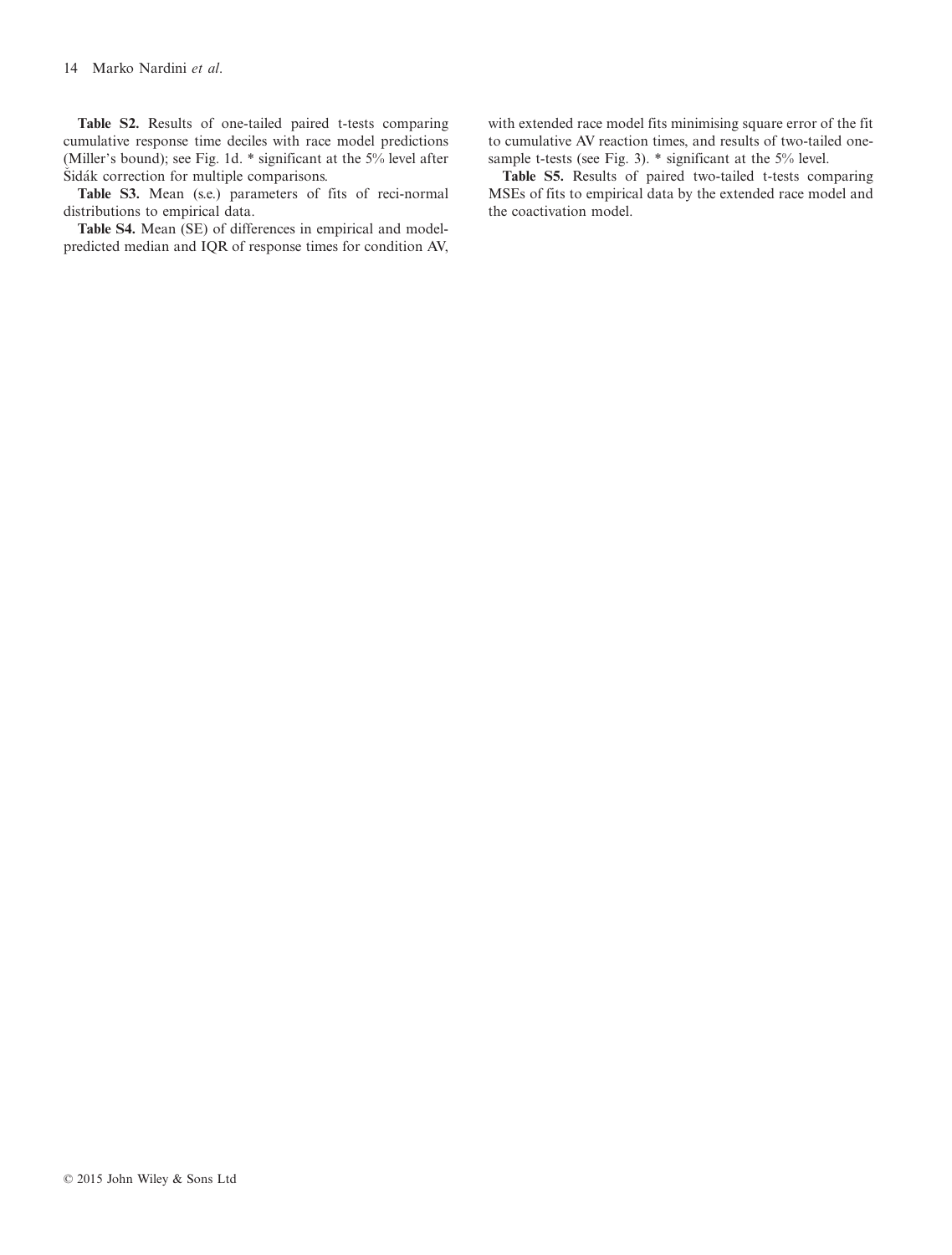**Table S2.** Results of one-tailed paired t-tests comparing cumulative response time deciles with race model predictions (Miller's bound); see Fig. 1d. * significant at the 5% level after Šidák correction for multiple comparisons.

**Table S3.** Mean (s.e.) parameters of fits of reci-normal distributions to empirical data.

**Table S4.** Mean (SE) of differences in empirical and model-predicted median and IQR of response times for condition AV, with extended race model fits minimising square error of the fit to cumulative AV reaction times, and results of two-tailed one-sample t-tests (see Fig. 3). * significant at the 5% level.

**Table S5.** Results of paired two-tailed t-tests comparing MSEs of fits to empirical data by the extended race model and the coactivation model.